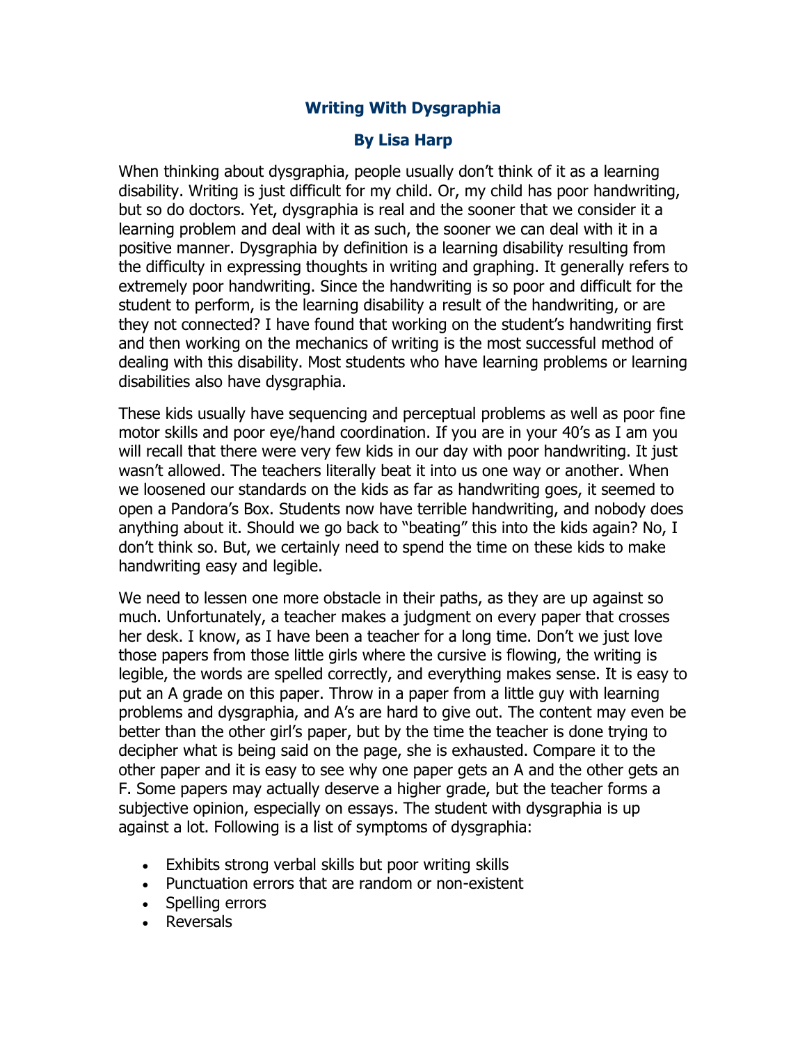# Writing With Dysgraphia

## By Lisa Harp

When thinking about dysgraphia, people usually don't think of it as a learning disability. Writing is just difficult for my child. Or, my child has poor handwriting, but so do doctors. Yet, dysgraphia is real and the sooner that we consider it a learning problem and deal with it as such, the sooner we can deal with it in a positive manner. Dysgraphia by definition is a learning disability resulting from the difficulty in expressing thoughts in writing and graphing. It generally refers to extremely poor handwriting. Since the handwriting is so poor and difficult for the student to perform, is the learning disability a result of the handwriting, or are they not connected? I have found that working on the student's handwriting first and then working on the mechanics of writing is the most successful method of dealing with this disability. Most students who have learning problems or learning disabilities also have dysgraphia.

These kids usually have sequencing and perceptual problems as well as poor fine motor skills and poor eye/hand coordination. If you are in your 40's as I am you will recall that there were very few kids in our day with poor handwriting. It just wasn't allowed. The teachers literally beat it into us one way or another. When we loosened our standards on the kids as far as handwriting goes, it seemed to open a Pandora's Box. Students now have terrible handwriting, and nobody does anything about it. Should we go back to "beating" this into the kids again? No, I don't think so. But, we certainly need to spend the time on these kids to make handwriting easy and legible.

We need to lessen one more obstacle in their paths, as they are up against so much. Unfortunately, a teacher makes a judgment on every paper that crosses her desk. I know, as I have been a teacher for a long time. Don't we just love those papers from those little girls where the cursive is flowing, the writing is legible, the words are spelled correctly, and everything makes sense. It is easy to put an A grade on this paper. Throw in a paper from a little guy with learning problems and dysgraphia, and A's are hard to give out. The content may even be better than the other girl's paper, but by the time the teacher is done trying to decipher what is being said on the page, she is exhausted. Compare it to the other paper and it is easy to see why one paper gets an A and the other gets an F. Some papers may actually deserve a higher grade, but the teacher forms a subjective opinion, especially on essays. The student with dysgraphia is up against a lot. Following is a list of symptoms of dysgraphia:

- Exhibits strong verbal skills but poor writing skills
- Punctuation errors that are random or non-existent
- Spelling errors
- Reversals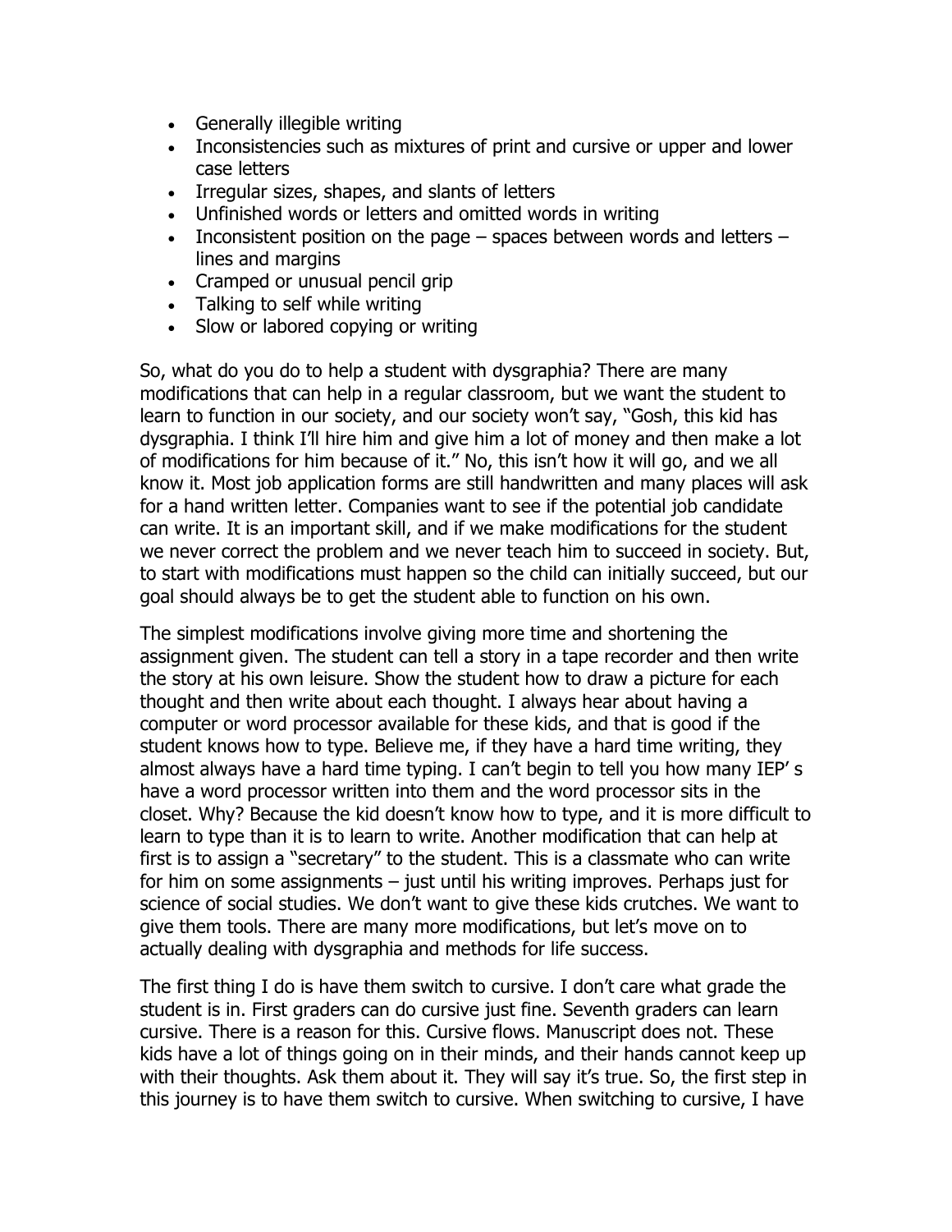- Generally illegible writing
- Inconsistencies such as mixtures of print and cursive or upper and lower case letters
- Irregular sizes, shapes, and slants of letters
- Unfinished words or letters and omitted words in writing
- Inconsistent position on the page – spaces between words and letters – lines and margins
- Cramped or unusual pencil grip
- Talking to self while writing
- Slow or labored copying or writing

So, what do you do to help a student with dysgraphia? There are many modifications that can help in a regular classroom, but we want the student to learn to function in our society, and our society won't say, "Gosh, this kid has dysgraphia. I think I'll hire him and give him a lot of money and then make a lot of modifications for him because of it." No, this isn't how it will go, and we all know it. Most job application forms are still handwritten and many places will ask for a hand written letter. Companies want to see if the potential job candidate can write. It is an important skill, and if we make modifications for the student we never correct the problem and we never teach him to succeed in society. But, to start with modifications must happen so the child can initially succeed, but our goal should always be to get the student able to function on his own.

The simplest modifications involve giving more time and shortening the assignment given. The student can tell a story in a tape recorder and then write the story at his own leisure. Show the student how to draw a picture for each thought and then write about each thought. I always hear about having a computer or word processor available for these kids, and that is good if the student knows how to type. Believe me, if they have a hard time writing, they almost always have a hard time typing. I can't begin to tell you how many IEP' s have a word processor written into them and the word processor sits in the closet. Why? Because the kid doesn't know how to type, and it is more difficult to learn to type than it is to learn to write. Another modification that can help at first is to assign a "secretary" to the student. This is a classmate who can write for him on some assignments – just until his writing improves. Perhaps just for science of social studies. We don't want to give these kids crutches. We want to give them tools. There are many more modifications, but let's move on to actually dealing with dysgraphia and methods for life success.

The first thing I do is have them switch to cursive. I don't care what grade the student is in. First graders can do cursive just fine. Seventh graders can learn cursive. There is a reason for this. Cursive flows. Manuscript does not. These kids have a lot of things going on in their minds, and their hands cannot keep up with their thoughts. Ask them about it. They will say it's true. So, the first step in this journey is to have them switch to cursive. When switching to cursive, I have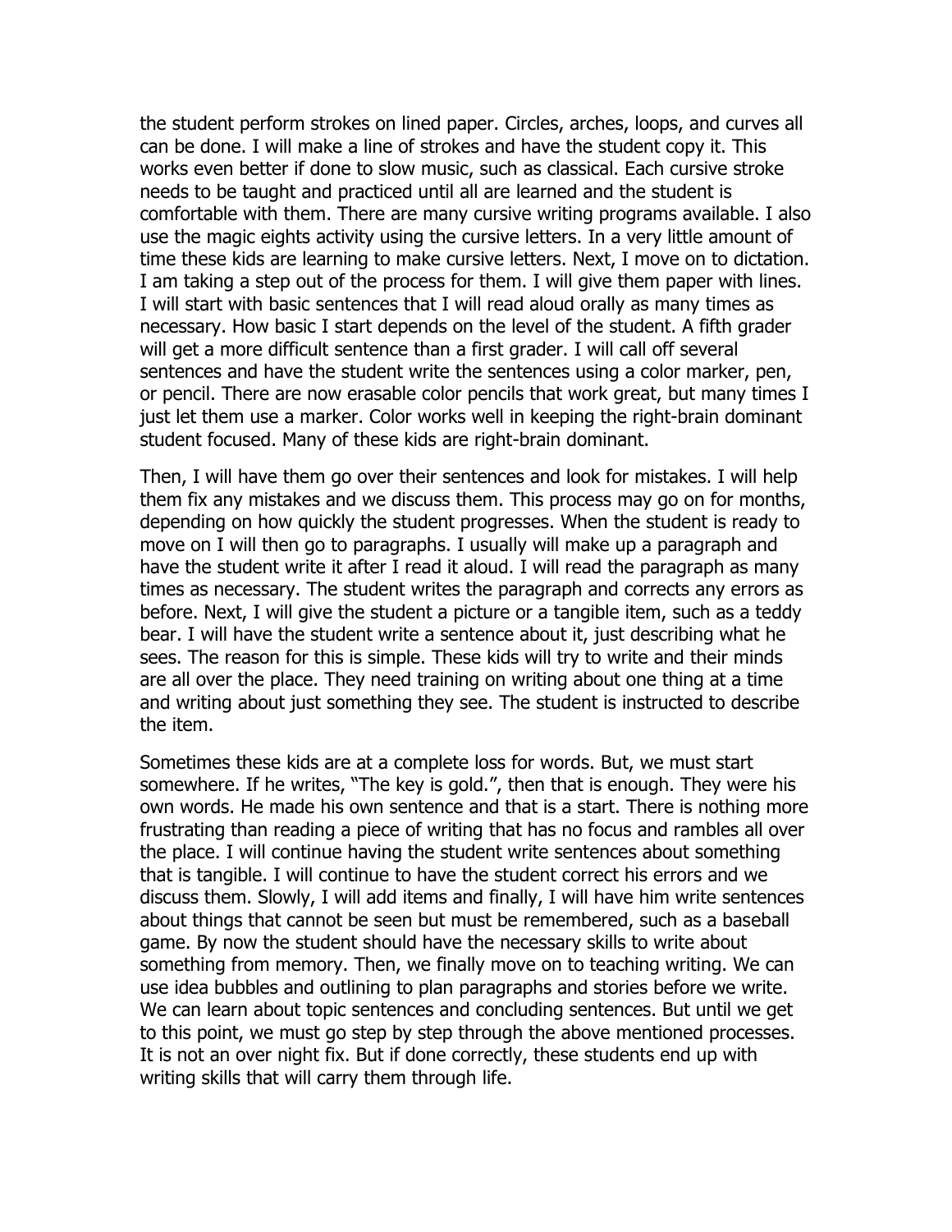the student perform strokes on lined paper. Circles, arches, loops, and curves all can be done. I will make a line of strokes and have the student copy it. This works even better if done to slow music, such as classical. Each cursive stroke needs to be taught and practiced until all are learned and the student is comfortable with them. There are many cursive writing programs available. I also use the magic eights activity using the cursive letters. In a very little amount of time these kids are learning to make cursive letters. Next, I move on to dictation. I am taking a step out of the process for them. I will give them paper with lines. I will start with basic sentences that I will read aloud orally as many times as necessary. How basic I start depends on the level of the student. A fifth grader will get a more difficult sentence than a first grader. I will call off several sentences and have the student write the sentences using a color marker, pen, or pencil. There are now erasable color pencils that work great, but many times I just let them use a marker. Color works well in keeping the right-brain dominant student focused. Many of these kids are right-brain dominant.

Then, I will have them go over their sentences and look for mistakes. I will help them fix any mistakes and we discuss them. This process may go on for months, depending on how quickly the student progresses. When the student is ready to move on I will then go to paragraphs. I usually will make up a paragraph and have the student write it after I read it aloud. I will read the paragraph as many times as necessary. The student writes the paragraph and corrects any errors as before. Next, I will give the student a picture or a tangible item, such as a teddy bear. I will have the student write a sentence about it, just describing what he sees. The reason for this is simple. These kids will try to write and their minds are all over the place. They need training on writing about one thing at a time and writing about just something they see. The student is instructed to describe the item.

Sometimes these kids are at a complete loss for words. But, we must start somewhere. If he writes, "The key is gold.", then that is enough. They were his own words. He made his own sentence and that is a start. There is nothing more frustrating than reading a piece of writing that has no focus and rambles all over the place. I will continue having the student write sentences about something that is tangible. I will continue to have the student correct his errors and we discuss them. Slowly, I will add items and finally, I will have him write sentences about things that cannot be seen but must be remembered, such as a baseball game. By now the student should have the necessary skills to write about something from memory. Then, we finally move on to teaching writing. We can use idea bubbles and outlining to plan paragraphs and stories before we write. We can learn about topic sentences and concluding sentences. But until we get to this point, we must go step by step through the above mentioned processes. It is not an over night fix. But if done correctly, these students end up with writing skills that will carry them through life.